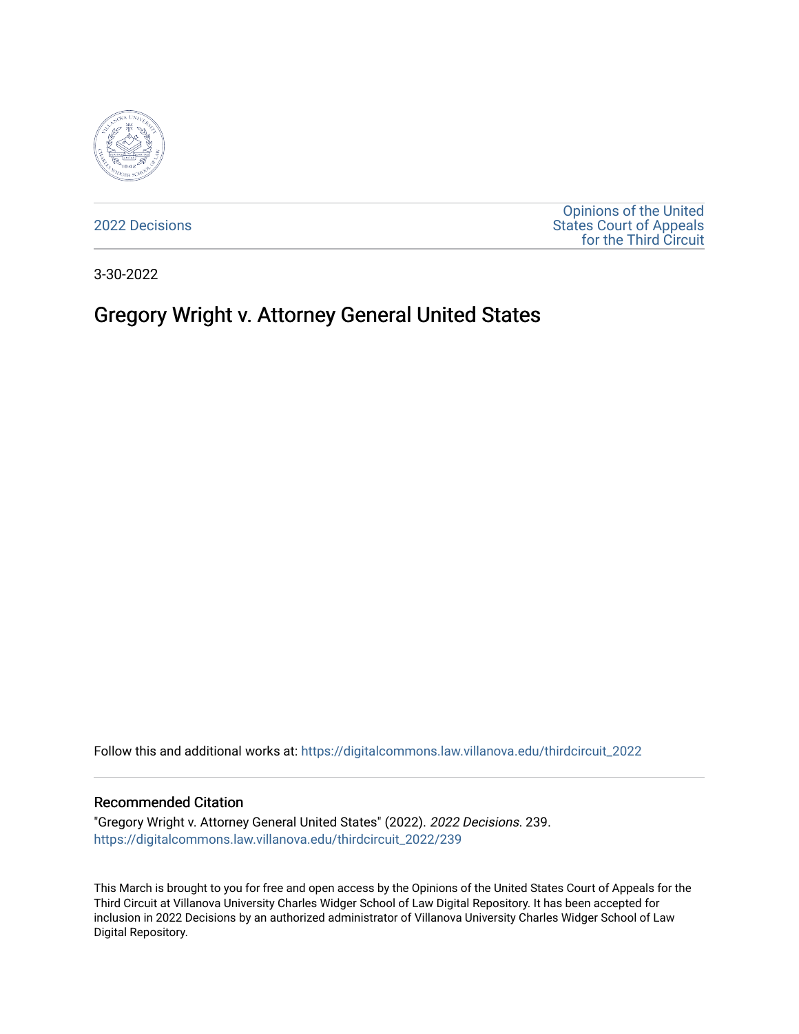2022 Decisions

Opinions of the United States Court of Appeals for the Third Circuit

3-30-2022

# Gregory Wright v. Attorney General United States

Follow this and additional works at: https://digitalcommons.law.villanova.edu/thirdcircuit_2022

## Recommended Citation

"Gregory Wright v. Attorney General United States" (2022). *2022 Decisions*. 239.
https://digitalcommons.law.villanova.edu/thirdcircuit_2022/239

This March is brought to you for free and open access by the Opinions of the United States Court of Appeals for the Third Circuit at Villanova University Charles Widger School of Law Digital Repository. It has been accepted for inclusion in 2022 Decisions by an authorized administrator of Villanova University Charles Widger School of Law Digital Repository.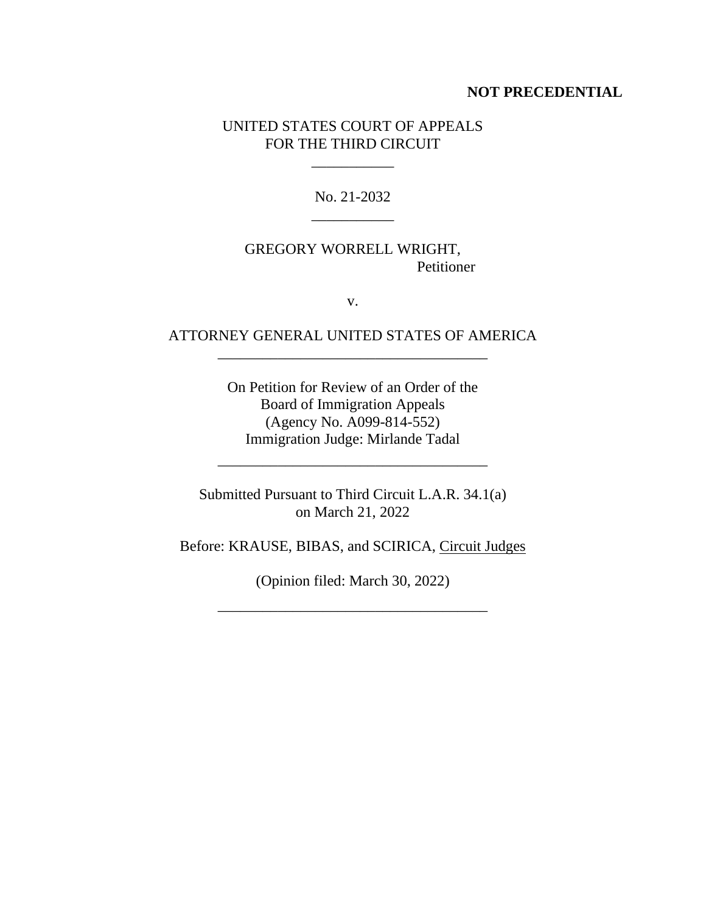**NOT PRECEDENTIAL**

UNITED STATES COURT OF APPEALS
FOR THE THIRD CIRCUIT

---

No. 21-2032

---

GREGORY WORRELL WRIGHT,
Petitioner

v.

ATTORNEY GENERAL UNITED STATES OF AMERICA

---

On Petition for Review of an Order of the
Board of Immigration Appeals
(Agency No. A099-814-552)
Immigration Judge: Mirlande Tadal

---

Submitted Pursuant to Third Circuit L.A.R. 34.1(a)
on March 21, 2022

Before: KRAUSE, BIBAS, and SCIRICA, Circuit Judges

(Opinion filed: March 30, 2022)

---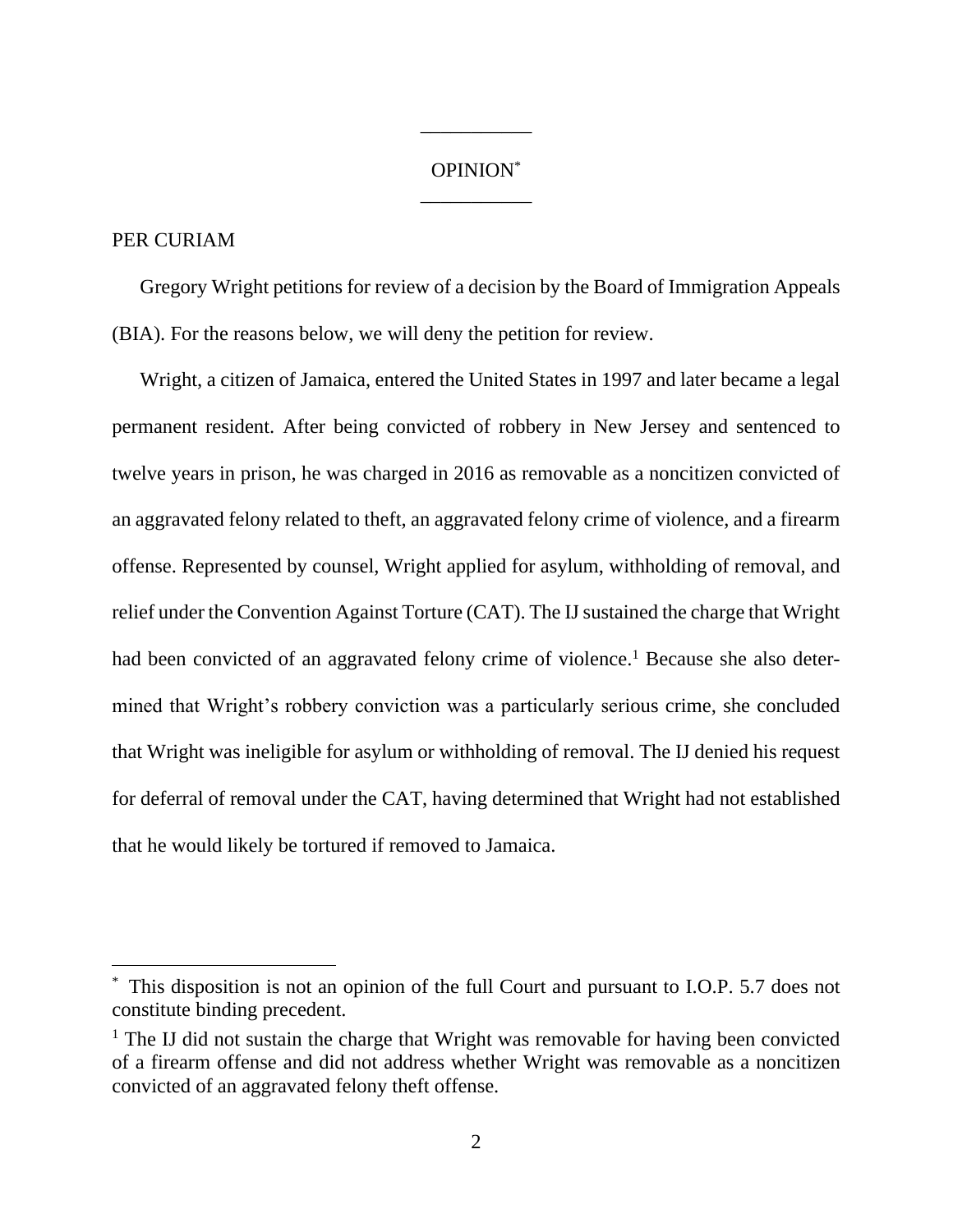OPINION*

PER CURIAM

Gregory Wright petitions for review of a decision by the Board of Immigration Appeals (BIA). For the reasons below, we will deny the petition for review.

Wright, a citizen of Jamaica, entered the United States in 1997 and later became a legal permanent resident. After being convicted of robbery in New Jersey and sentenced to twelve years in prison, he was charged in 2016 as removable as a noncitizen convicted of an aggravated felony related to theft, an aggravated felony crime of violence, and a firearm offense. Represented by counsel, Wright applied for asylum, withholding of removal, and relief under the Convention Against Torture (CAT). The IJ sustained the charge that Wright had been convicted of an aggravated felony crime of violence.[1] Because she also determined that Wright's robbery conviction was a particularly serious crime, she concluded that Wright was ineligible for asylum or withholding of removal. The IJ denied his request for deferral of removal under the CAT, having determined that Wright had not established that he would likely be tortured if removed to Jamaica.

---

\* This disposition is not an opinion of the full Court and pursuant to I.O.P. 5.7 does not constitute binding precedent.

[1] The IJ did not sustain the charge that Wright was removable for having been convicted of a firearm offense and did not address whether Wright was removable as a noncitizen convicted of an aggravated felony theft offense.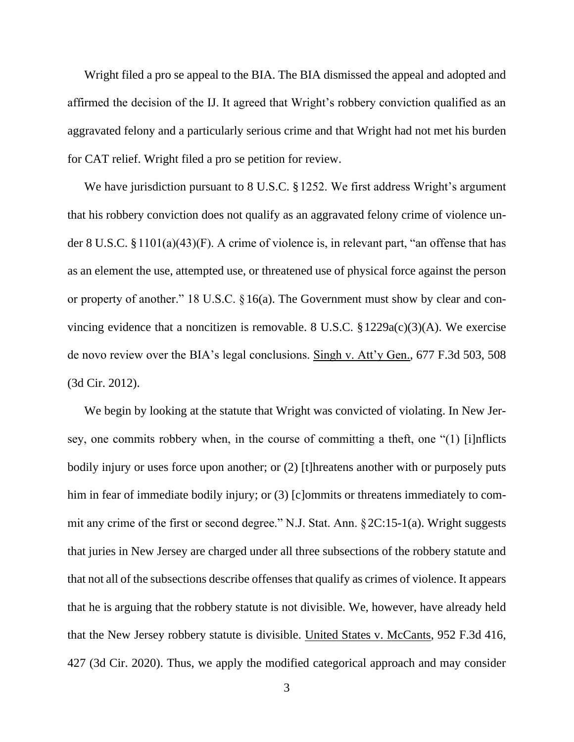Wright filed a pro se appeal to the BIA. The BIA dismissed the appeal and adopted and affirmed the decision of the IJ. It agreed that Wright's robbery conviction qualified as an aggravated felony and a particularly serious crime and that Wright had not met his burden for CAT relief. Wright filed a pro se petition for review.

We have jurisdiction pursuant to 8 U.S.C. § 1252. We first address Wright's argument that his robbery conviction does not qualify as an aggravated felony crime of violence under 8 U.S.C. § 1101(a)(43)(F). A crime of violence is, in relevant part, "an offense that has as an element the use, attempted use, or threatened use of physical force against the person or property of another." 18 U.S.C. § 16(a). The Government must show by clear and convincing evidence that a noncitizen is removable. 8 U.S.C. § 1229a(c)(3)(A). We exercise de novo review over the BIA's legal conclusions. Singh v. Att'y Gen., 677 F.3d 503, 508 (3d Cir. 2012).

We begin by looking at the statute that Wright was convicted of violating. In New Jersey, one commits robbery when, in the course of committing a theft, one "(1) [i]nflicts bodily injury or uses force upon another; or (2) [t]hreatens another with or purposely puts him in fear of immediate bodily injury; or (3) [c]ommits or threatens immediately to commit any crime of the first or second degree." N.J. Stat. Ann. § 2C:15-1(a). Wright suggests that juries in New Jersey are charged under all three subsections of the robbery statute and that not all of the subsections describe offenses that qualify as crimes of violence. It appears that he is arguing that the robbery statute is not divisible. We, however, have already held that the New Jersey robbery statute is divisible. United States v. McCants, 952 F.3d 416, 427 (3d Cir. 2020). Thus, we apply the modified categorical approach and may consider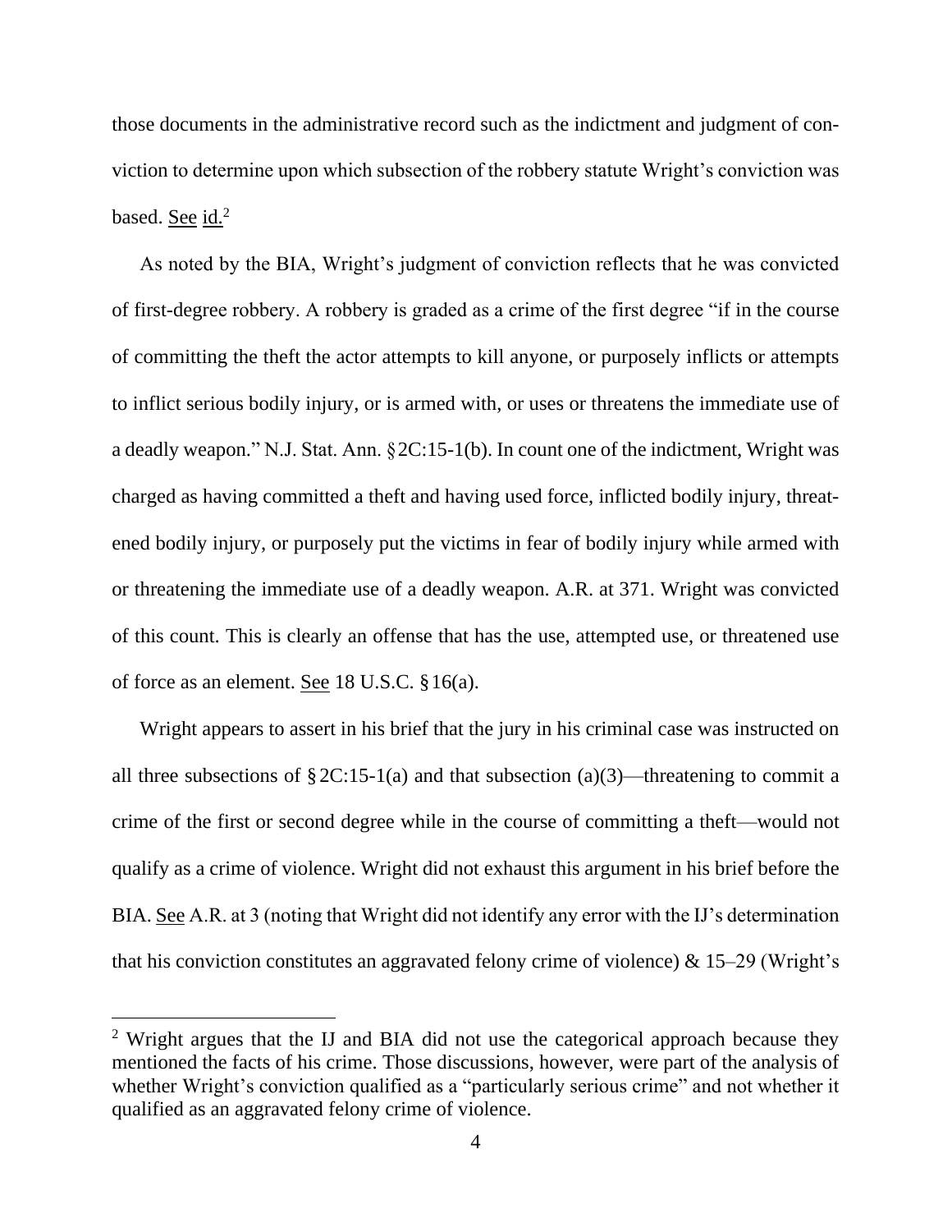those documents in the administrative record such as the indictment and judgment of conviction to determine upon which subsection of the robbery statute Wright's conviction was based. See id.[2]

As noted by the BIA, Wright's judgment of conviction reflects that he was convicted of first-degree robbery. A robbery is graded as a crime of the first degree "if in the course of committing the theft the actor attempts to kill anyone, or purposely inflicts or attempts to inflict serious bodily injury, or is armed with, or uses or threatens the immediate use of a deadly weapon." N.J. Stat. Ann. § 2C:15-1(b). In count one of the indictment, Wright was charged as having committed a theft and having used force, inflicted bodily injury, threatened bodily injury, or purposely put the victims in fear of bodily injury while armed with or threatening the immediate use of a deadly weapon. A.R. at 371. Wright was convicted of this count. This is clearly an offense that has the use, attempted use, or threatened use of force as an element. See 18 U.S.C. § 16(a).

Wright appears to assert in his brief that the jury in his criminal case was instructed on all three subsections of § 2C:15-1(a) and that subsection (a)(3)—threatening to commit a crime of the first or second degree while in the course of committing a theft—would not qualify as a crime of violence. Wright did not exhaust this argument in his brief before the BIA. See A.R. at 3 (noting that Wright did not identify any error with the IJ's determination that his conviction constitutes an aggravated felony crime of violence) & 15–29 (Wright's

[2] Wright argues that the IJ and BIA did not use the categorical approach because they mentioned the facts of his crime. Those discussions, however, were part of the analysis of whether Wright's conviction qualified as a "particularly serious crime" and not whether it qualified as an aggravated felony crime of violence.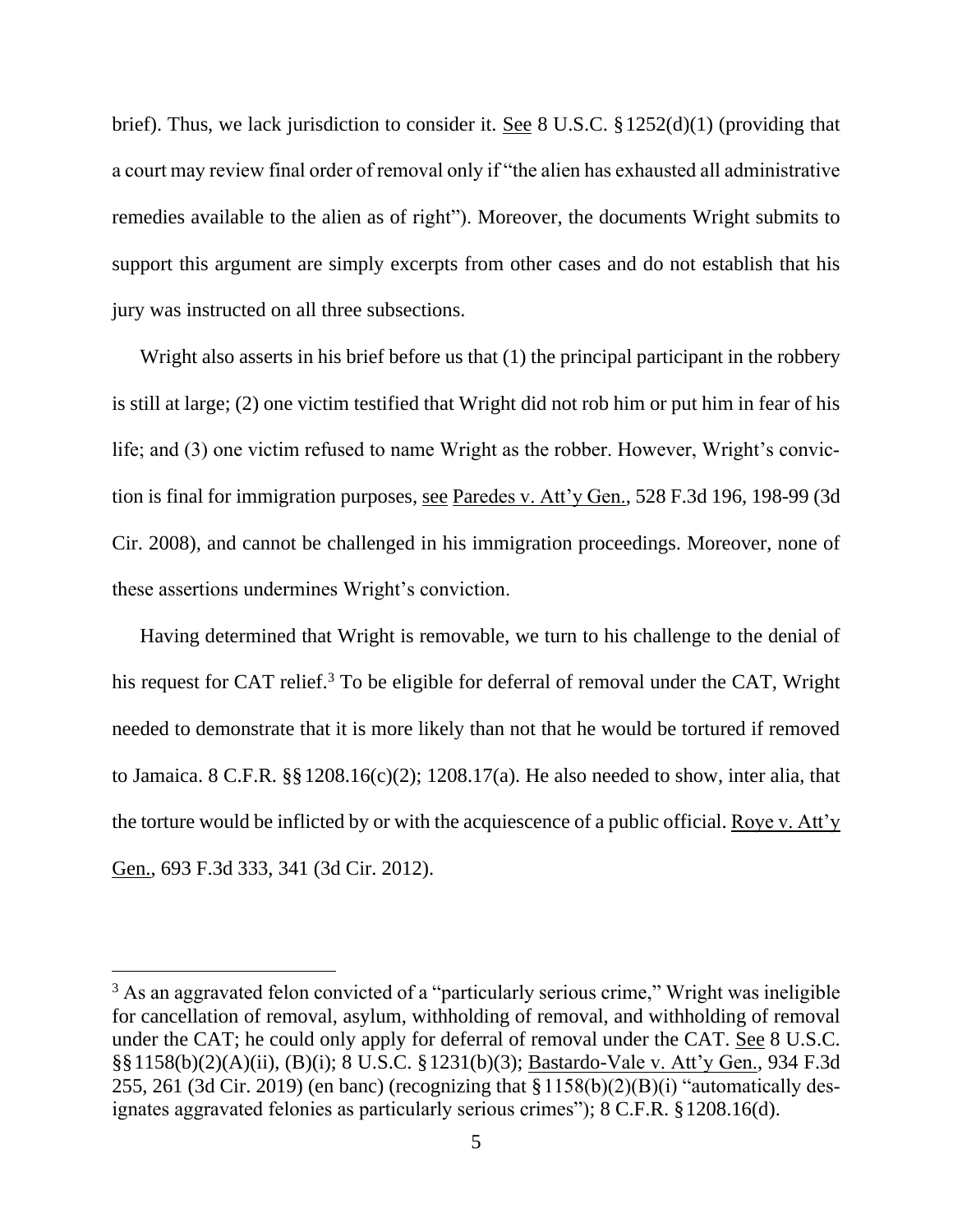brief). Thus, we lack jurisdiction to consider it. See 8 U.S.C. § 1252(d)(1) (providing that a court may review final order of removal only if "the alien has exhausted all administrative remedies available to the alien as of right"). Moreover, the documents Wright submits to support this argument are simply excerpts from other cases and do not establish that his jury was instructed on all three subsections.

Wright also asserts in his brief before us that (1) the principal participant in the robbery is still at large; (2) one victim testified that Wright did not rob him or put him in fear of his life; and (3) one victim refused to name Wright as the robber. However, Wright's conviction is final for immigration purposes, see Paredes v. Att'y Gen., 528 F.3d 196, 198-99 (3d Cir. 2008), and cannot be challenged in his immigration proceedings. Moreover, none of these assertions undermines Wright's conviction.

Having determined that Wright is removable, we turn to his challenge to the denial of his request for CAT relief.[3] To be eligible for deferral of removal under the CAT, Wright needed to demonstrate that it is more likely than not that he would be tortured if removed to Jamaica. 8 C.F.R. §§ 1208.16(c)(2); 1208.17(a). He also needed to show, inter alia, that the torture would be inflicted by or with the acquiescence of a public official. Roye v. Att'y Gen., 693 F.3d 333, 341 (3d Cir. 2012).

---

[3] As an aggravated felon convicted of a "particularly serious crime," Wright was ineligible for cancellation of removal, asylum, withholding of removal, and withholding of removal under the CAT; he could only apply for deferral of removal under the CAT. See 8 U.S.C. §§ 1158(b)(2)(A)(ii), (B)(i); 8 U.S.C. § 1231(b)(3); Bastardo-Vale v. Att'y Gen., 934 F.3d 255, 261 (3d Cir. 2019) (en banc) (recognizing that § 1158(b)(2)(B)(i) "automatically designates aggravated felonies as particularly serious crimes"); 8 C.F.R. § 1208.16(d).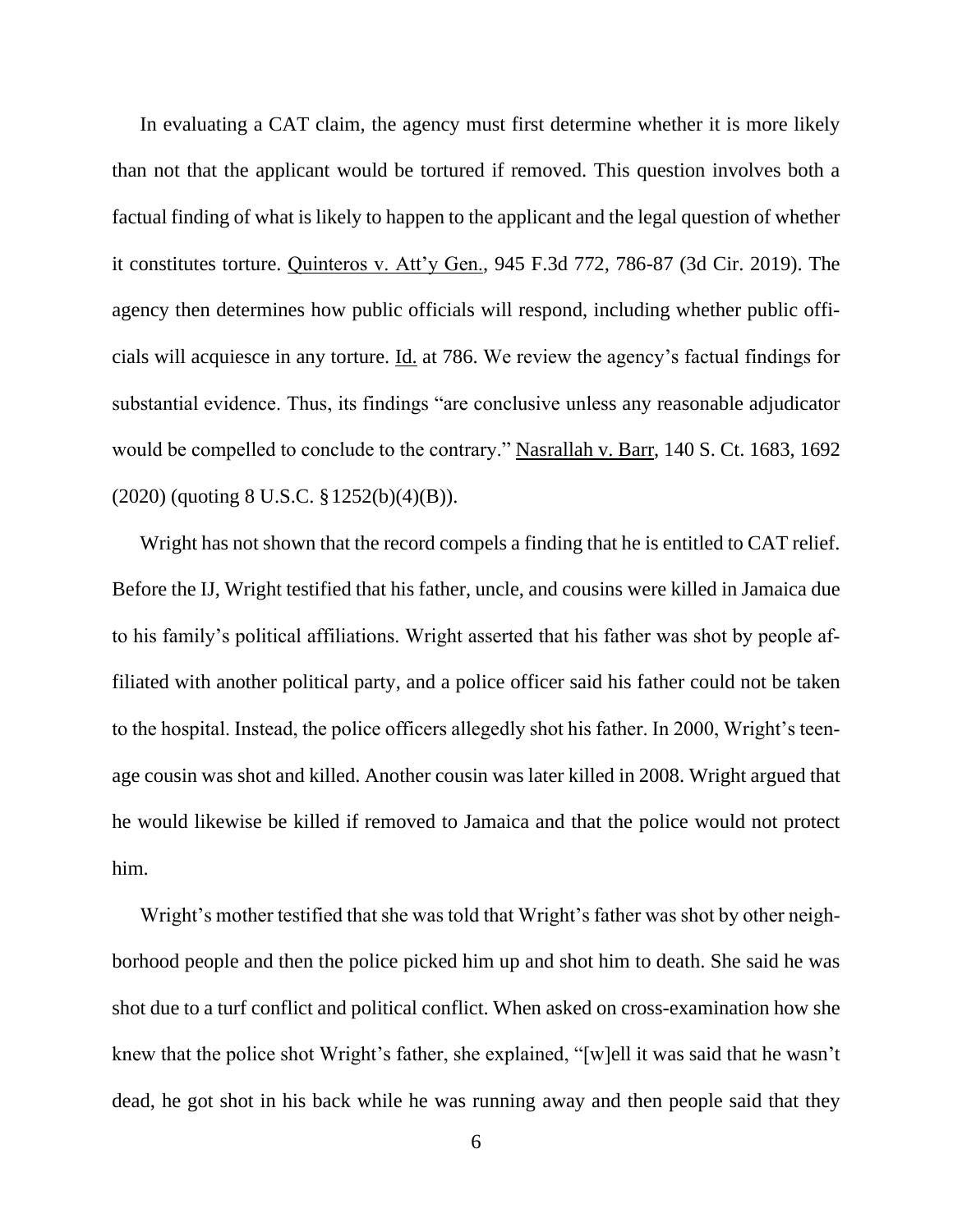In evaluating a CAT claim, the agency must first determine whether it is more likely than not that the applicant would be tortured if removed. This question involves both a factual finding of what is likely to happen to the applicant and the legal question of whether it constitutes torture. Quinteros v. Att'y Gen., 945 F.3d 772, 786-87 (3d Cir. 2019). The agency then determines how public officials will respond, including whether public officials will acquiesce in any torture. Id. at 786. We review the agency's factual findings for substantial evidence. Thus, its findings "are conclusive unless any reasonable adjudicator would be compelled to conclude to the contrary." Nasrallah v. Barr, 140 S. Ct. 1683, 1692 (2020) (quoting 8 U.S.C. § 1252(b)(4)(B)).

Wright has not shown that the record compels a finding that he is entitled to CAT relief. Before the IJ, Wright testified that his father, uncle, and cousins were killed in Jamaica due to his family's political affiliations. Wright asserted that his father was shot by people affiliated with another political party, and a police officer said his father could not be taken to the hospital. Instead, the police officers allegedly shot his father. In 2000, Wright's teenage cousin was shot and killed. Another cousin was later killed in 2008. Wright argued that he would likewise be killed if removed to Jamaica and that the police would not protect him.

Wright's mother testified that she was told that Wright's father was shot by other neighborhood people and then the police picked him up and shot him to death. She said he was shot due to a turf conflict and political conflict. When asked on cross-examination how she knew that the police shot Wright's father, she explained, "[w]ell it was said that he wasn't dead, he got shot in his back while he was running away and then people said that they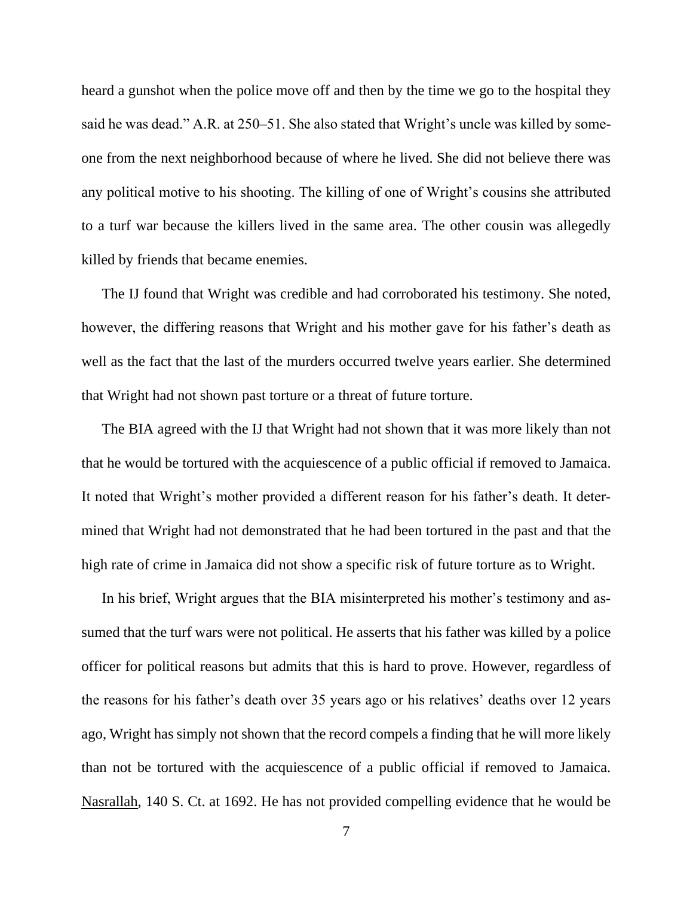heard a gunshot when the police move off and then by the time we go to the hospital they said he was dead." A.R. at 250–51. She also stated that Wright's uncle was killed by someone from the next neighborhood because of where he lived. She did not believe there was any political motive to his shooting. The killing of one of Wright's cousins she attributed to a turf war because the killers lived in the same area. The other cousin was allegedly killed by friends that became enemies.

The IJ found that Wright was credible and had corroborated his testimony. She noted, however, the differing reasons that Wright and his mother gave for his father's death as well as the fact that the last of the murders occurred twelve years earlier. She determined that Wright had not shown past torture or a threat of future torture.

The BIA agreed with the IJ that Wright had not shown that it was more likely than not that he would be tortured with the acquiescence of a public official if removed to Jamaica. It noted that Wright's mother provided a different reason for his father's death. It determined that Wright had not demonstrated that he had been tortured in the past and that the high rate of crime in Jamaica did not show a specific risk of future torture as to Wright.

In his brief, Wright argues that the BIA misinterpreted his mother's testimony and assumed that the turf wars were not political. He asserts that his father was killed by a police officer for political reasons but admits that this is hard to prove. However, regardless of the reasons for his father's death over 35 years ago or his relatives' deaths over 12 years ago, Wright has simply not shown that the record compels a finding that he will more likely than not be tortured with the acquiescence of a public official if removed to Jamaica. Nasrallah, 140 S. Ct. at 1692. He has not provided compelling evidence that he would be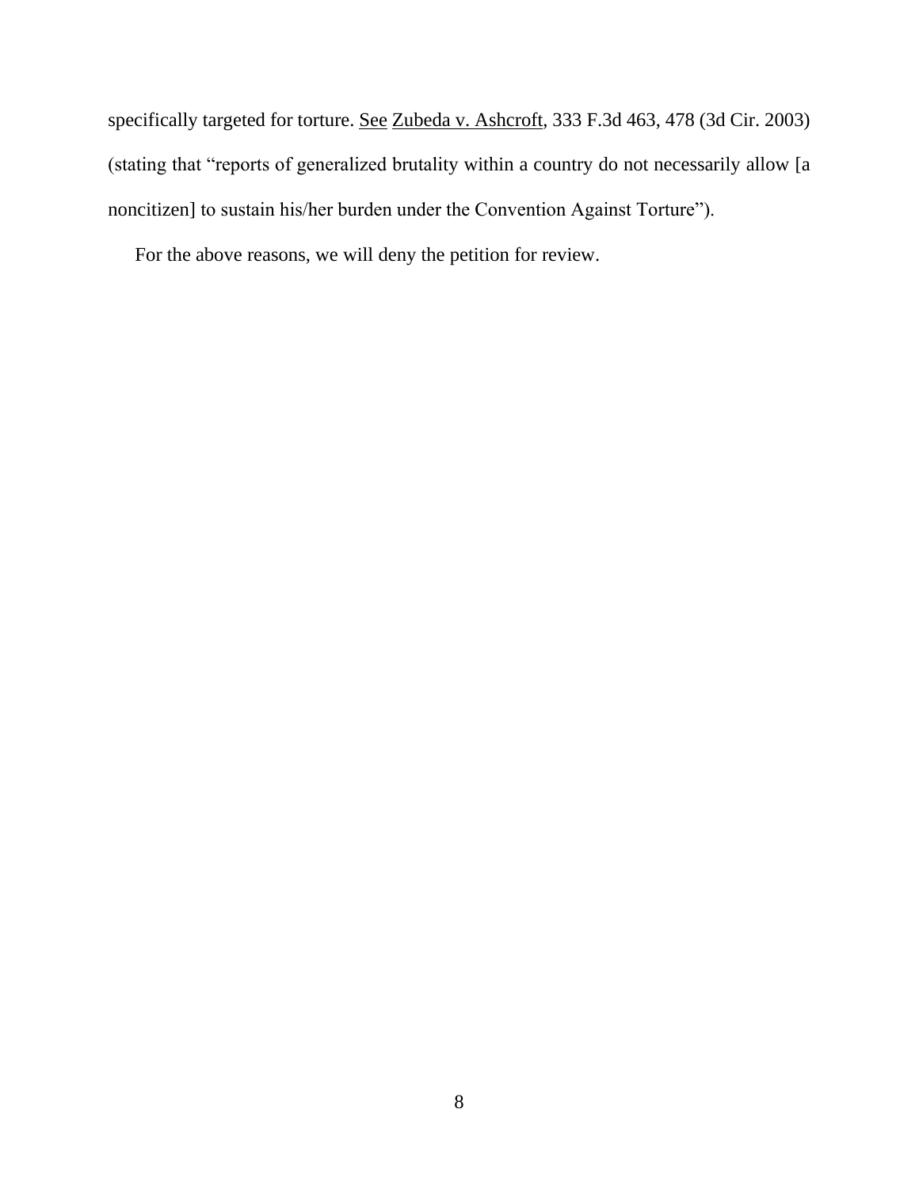specifically targeted for torture. See Zubeda v. Ashcroft, 333 F.3d 463, 478 (3d Cir. 2003) (stating that "reports of generalized brutality within a country do not necessarily allow [a noncitizen] to sustain his/her burden under the Convention Against Torture").

For the above reasons, we will deny the petition for review.